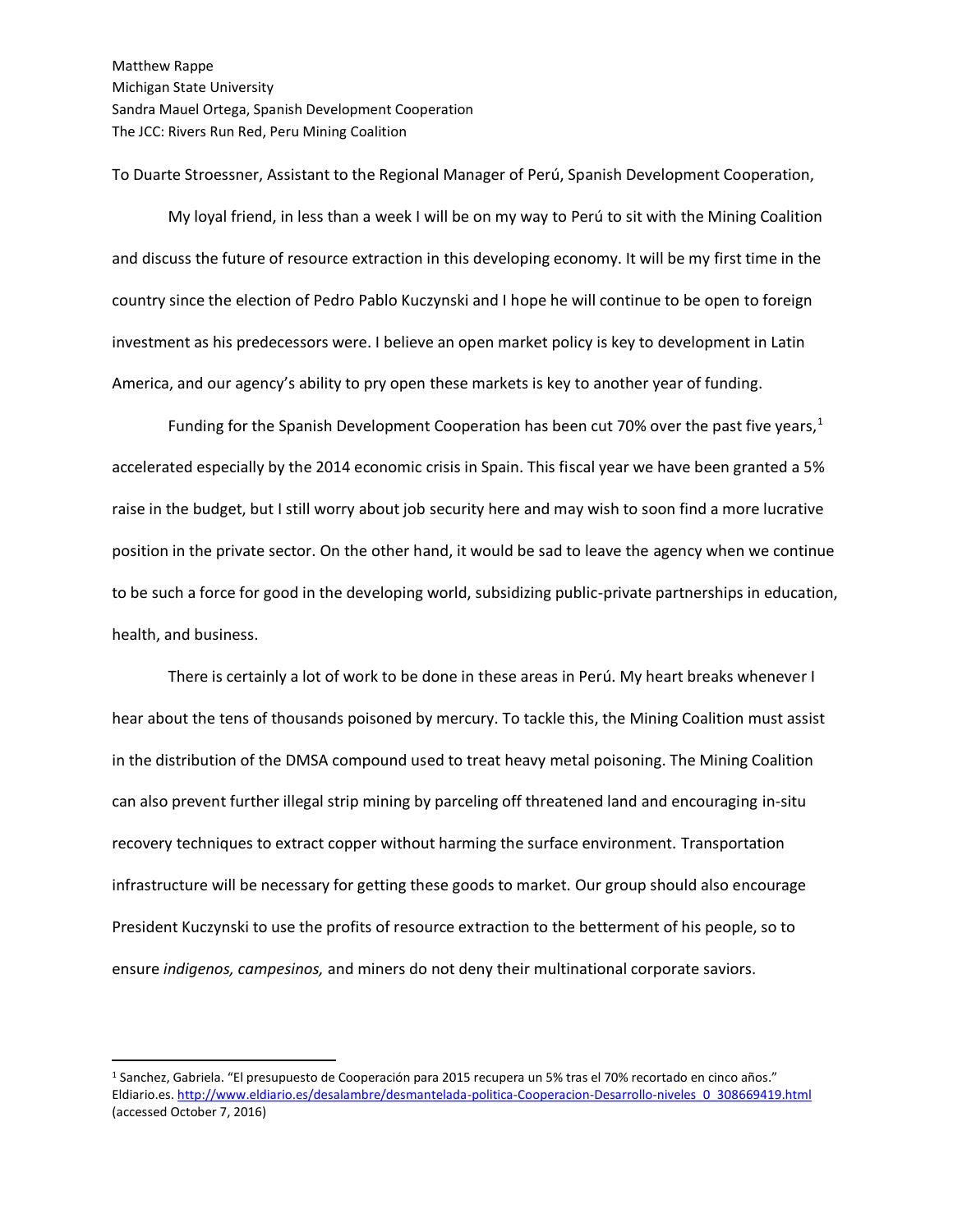Matthew Rappe
Michigan State University
Sandra Mauel Ortega, Spanish Development Cooperation
The JCC: Rivers Run Red, Peru Mining Coalition

To Duarte Stroessner, Assistant to the Regional Manager of Perú, Spanish Development Cooperation,

My loyal friend, in less than a week I will be on my way to Perú to sit with the Mining Coalition and discuss the future of resource extraction in this developing economy. It will be my first time in the country since the election of Pedro Pablo Kuczynski and I hope he will continue to be open to foreign investment as his predecessors were. I believe an open market policy is key to development in Latin America, and our agency's ability to pry open these markets is key to another year of funding.

Funding for the Spanish Development Cooperation has been cut 70% over the past five years,[1] accelerated especially by the 2014 economic crisis in Spain. This fiscal year we have been granted a 5% raise in the budget, but I still worry about job security here and may wish to soon find a more lucrative position in the private sector. On the other hand, it would be sad to leave the agency when we continue to be such a force for good in the developing world, subsidizing public-private partnerships in education, health, and business.

There is certainly a lot of work to be done in these areas in Perú. My heart breaks whenever I hear about the tens of thousands poisoned by mercury. To tackle this, the Mining Coalition must assist in the distribution of the DMSA compound used to treat heavy metal poisoning. The Mining Coalition can also prevent further illegal strip mining by parceling off threatened land and encouraging in-situ recovery techniques to extract copper without harming the surface environment. Transportation infrastructure will be necessary for getting these goods to market. Our group should also encourage President Kuczynski to use the profits of resource extraction to the betterment of his people, so to ensure *indigenos, campesinos,* and miners do not deny their multinational corporate saviors.

---

[1] Sanchez, Gabriela. "El presupuesto de Cooperación para 2015 recupera un 5% tras el 70% recortado en cinco años." Eldiario.es. http://www.eldiario.es/desalambre/desmantelada-politica-Cooperacion-Desarrollo-niveles_0_308669419.html (accessed October 7, 2016)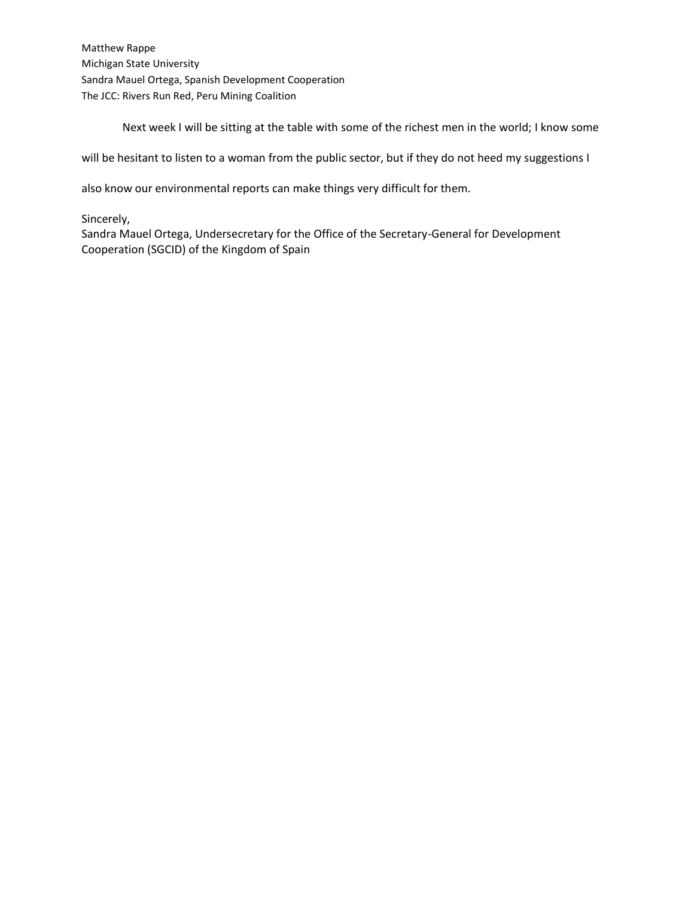Matthew Rappe
Michigan State University
Sandra Mauel Ortega, Spanish Development Cooperation
The JCC: Rivers Run Red, Peru Mining Coalition

Next week I will be sitting at the table with some of the richest men in the world; I know some will be hesitant to listen to a woman from the public sector, but if they do not heed my suggestions I also know our environmental reports can make things very difficult for them.

Sincerely,
Sandra Mauel Ortega, Undersecretary for the Office of the Secretary-General for Development Cooperation (SGCID) of the Kingdom of Spain